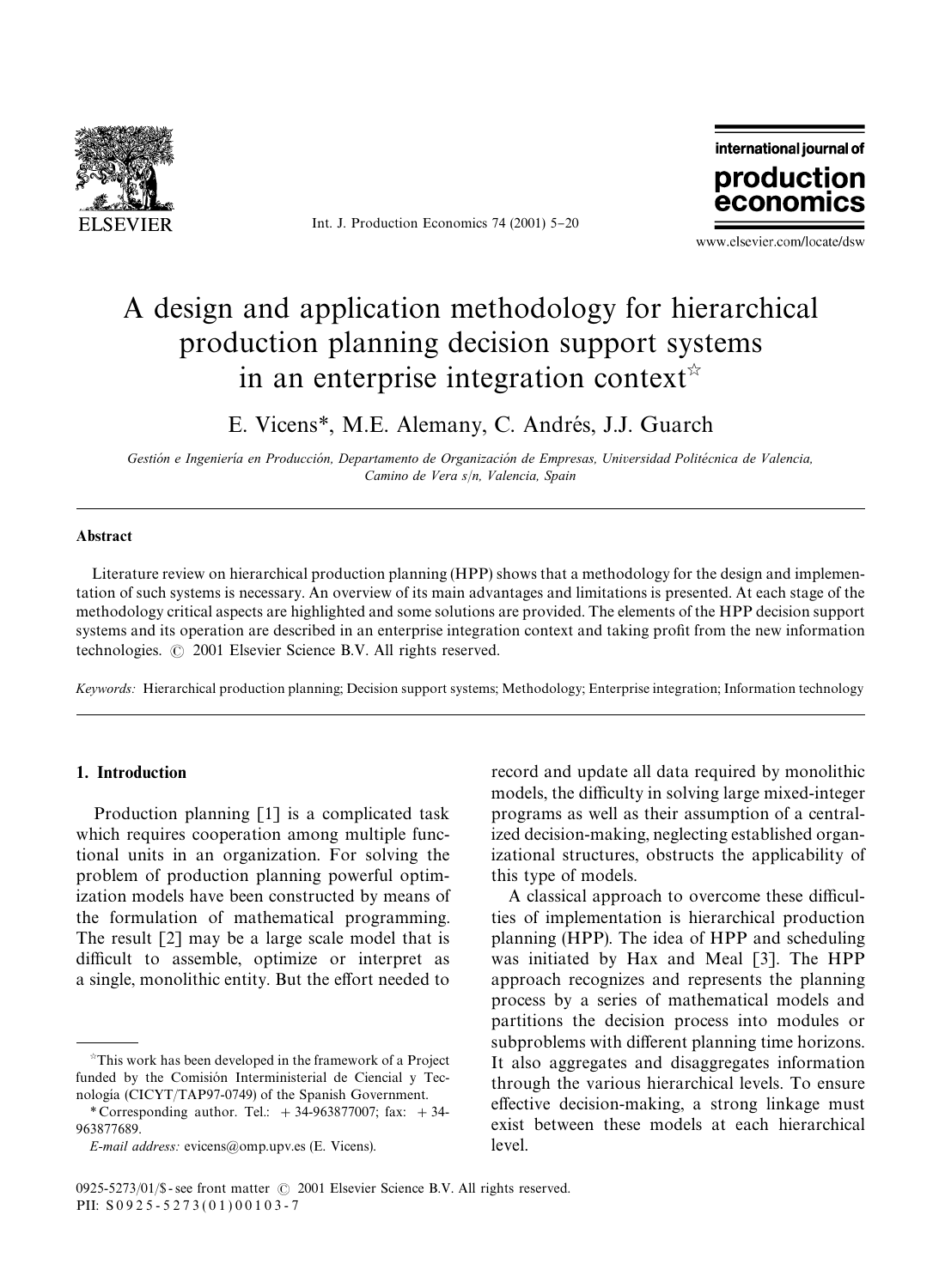# A design and application methodology for hierarchical production planning decision support systems in an enterprise integration context[☆]

E. Vicens*, M.E. Alemany, C. Andrés, J.J. Guarch

*Gestión e Ingeniería en Producción, Departamento de Organización de Empresas, Universidad Politécnica de Valencia, Camino de Vera s/n, Valencia, Spain*

## Abstract

Literature review on hierarchical production planning (HPP) shows that a methodology for the design and implementation of such systems is necessary. An overview of its main advantages and limitations is presented. At each stage of the methodology critical aspects are highlighted and some solutions are provided. The elements of the HPP decision support systems and its operation are described in an enterprise integration context and taking profit from the new information technologies. © 2001 Elsevier Science B.V. All rights reserved.

*Keywords:* Hierarchical production planning; Decision support systems; Methodology; Enterprise integration; Information technology

## 1. Introduction

Production planning [1] is a complicated task which requires cooperation among multiple functional units in an organization. For solving the problem of production planning powerful optimization models have been constructed by means of the formulation of mathematical programming. The result [2] may be a large scale model that is difficult to assemble, optimize or interpret as a single, monolithic entity. But the effort needed to record and update all data required by monolithic models, the difficulty in solving large mixed-integer programs as well as their assumption of a centralized decision-making, neglecting established organizational structures, obstructs the applicability of this type of models.

A classical approach to overcome these difficulties of implementation is hierarchical production planning (HPP). The idea of HPP and scheduling was initiated by Hax and Meal [3]. The HPP approach recognizes and represents the planning process by a series of mathematical models and partitions the decision process into modules or subproblems with different planning time horizons. It also aggregates and disaggregates information through the various hierarchical levels. To ensure effective decision-making, a strong linkage must exist between these models at each hierarchical level.

---

[☆] This work has been developed in the framework of a Project funded by the Comisión Interministerial de Ciencial y Tecnología (CICYT/TAP97-0749) of the Spanish Government.

* Corresponding author. Tel.: +34-963877007; fax: +34-963877689.

*E-mail address:* evicens@omp.upv.es (E. Vicens).

0925-5273/01/$ - see front matter © 2001 Elsevier Science B.V. All rights reserved.
PII: S0925-5273(01)00103-7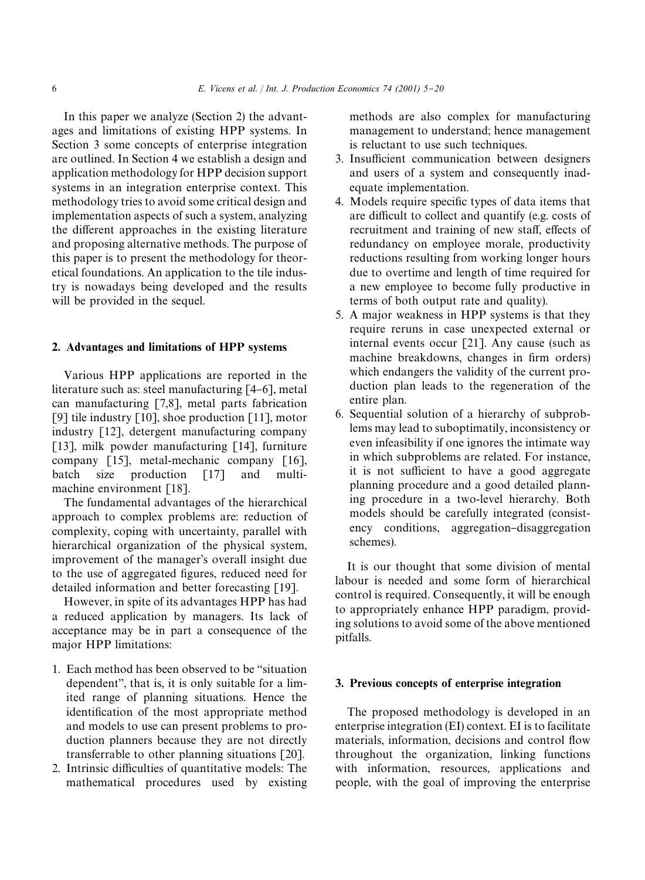In this paper we analyze (Section 2) the advantages and limitations of existing HPP systems. In Section 3 some concepts of enterprise integration are outlined. In Section 4 we establish a design and application methodology for HPP decision support systems in an integration enterprise context. This methodology tries to avoid some critical design and implementation aspects of such a system, analyzing the different approaches in the existing literature and proposing alternative methods. The purpose of this paper is to present the methodology for theoretical foundations. An application to the tile industry is nowadays being developed and the results will be provided in the sequel.

## 2. Advantages and limitations of HPP systems

Various HPP applications are reported in the literature such as: steel manufacturing [4–6], metal can manufacturing [7,8], metal parts fabrication [9] tile industry [10], shoe production [11], motor industry [12], detergent manufacturing company [13], milk powder manufacturing [14], furniture company [15], metal-mechanic company [16], batch size production [17] and multi-machine environment [18].

The fundamental advantages of the hierarchical approach to complex problems are: reduction of complexity, coping with uncertainty, parallel with hierarchical organization of the physical system, improvement of the manager's overall insight due to the use of aggregated figures, reduced need for detailed information and better forecasting [19].

However, in spite of its advantages HPP has had a reduced application by managers. Its lack of acceptance may be in part a consequence of the major HPP limitations:

1. Each method has been observed to be "situation dependent", that is, it is only suitable for a limited range of planning situations. Hence the identification of the most appropriate method and models to use can present problems to production planners because they are not directly transferrable to other planning situations [20].
2. Intrinsic difficulties of quantitative models: The mathematical procedures used by existing methods are also complex for manufacturing management to understand; hence management is reluctant to use such techniques.
3. Insufficient communication between designers and users of a system and consequently inadequate implementation.
4. Models require specific types of data items that are difficult to collect and quantify (e.g. costs of recruitment and training of new staff, effects of redundancy on employee morale, productivity reductions resulting from working longer hours due to overtime and length of time required for a new employee to become fully productive in terms of both output rate and quality).
5. A major weakness in HPP systems is that they require reruns in case unexpected external or internal events occur [21]. Any cause (such as machine breakdowns, changes in firm orders) which endangers the validity of the current production plan leads to the regeneration of the entire plan.
6. Sequential solution of a hierarchy of subproblems may lead to suboptimatily, inconsistency or even infeasibility if one ignores the intimate way in which subproblems are related. For instance, it is not sufficient to have a good aggregate planning procedure and a good detailed planning procedure in a two-level hierarchy. Both models should be carefully integrated (consistency conditions, aggregation–disaggregation schemes).

It is our thought that some division of mental labour is needed and some form of hierarchical control is required. Consequently, it will be enough to appropriately enhance HPP paradigm, providing solutions to avoid some of the above mentioned pitfalls.

## 3. Previous concepts of enterprise integration

The proposed methodology is developed in an enterprise integration (EI) context. EI is to facilitate materials, information, decisions and control flow throughout the organization, linking functions with information, resources, applications and people, with the goal of improving the enterprise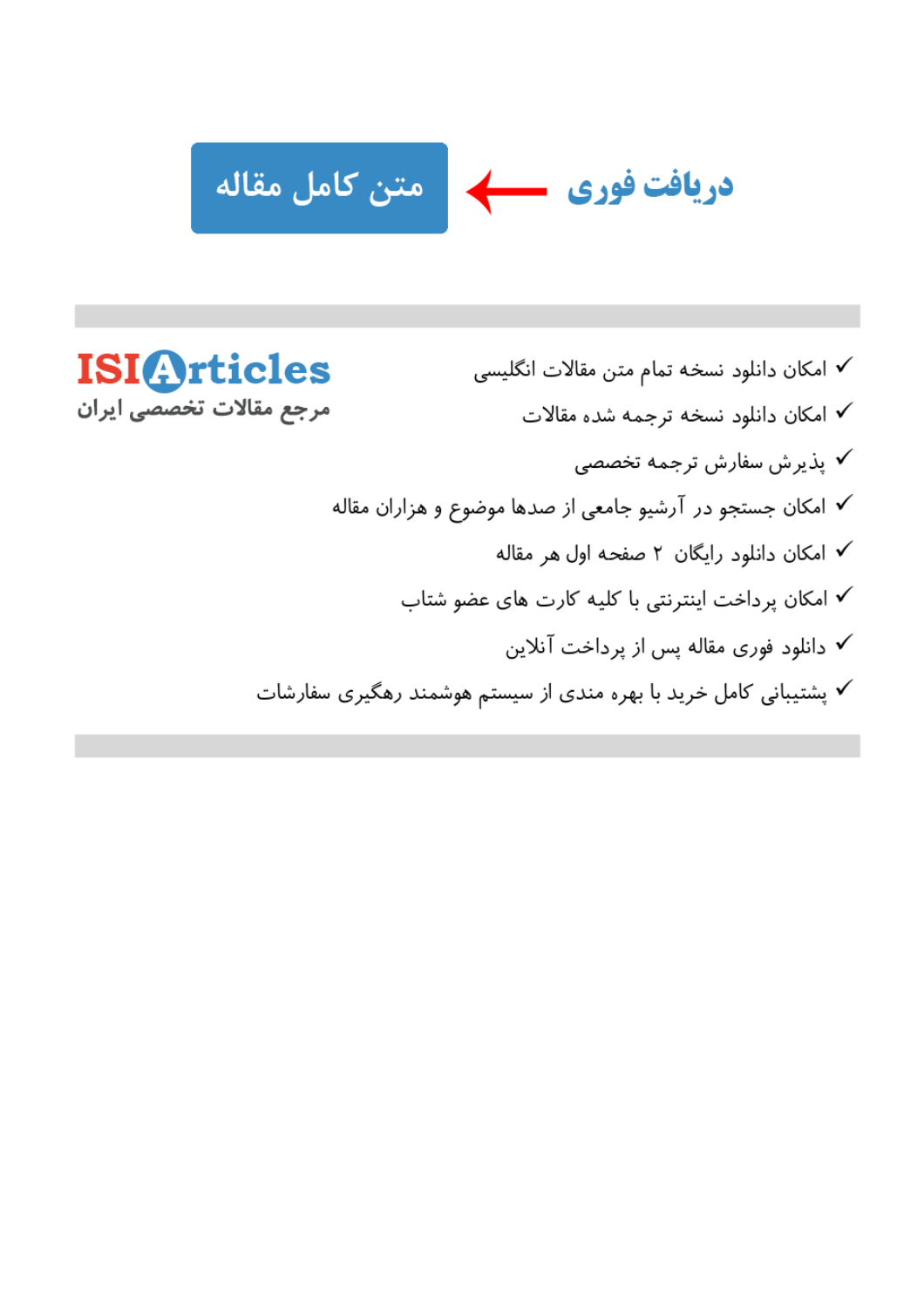دریافت فوری ← **متن کامل مقاله**

**ISIArticles**

مرجع مقالات تخصصی ایران

- ✓ امکان دانلود نسخه تمام متن مقالات انگلیسی
- ✓ امکان دانلود نسخه ترجمه شده مقالات
- ✓ پذیرش سفارش ترجمه تخصصی
- ✓ امکان جستجو در آرشیو جامعی از صدها موضوع و هزاران مقاله
- ✓ امکان دانلود رایگان ۲ صفحه اول هر مقاله
- ✓ امکان پرداخت اینترنتی با کلیه کارت های عضو شتاب
- ✓ دانلود فوری مقاله پس از پرداخت آنلاین
- ✓ پشتیبانی کامل خرید با بهره مندی از سیستم هوشمند رهگیری سفارشات